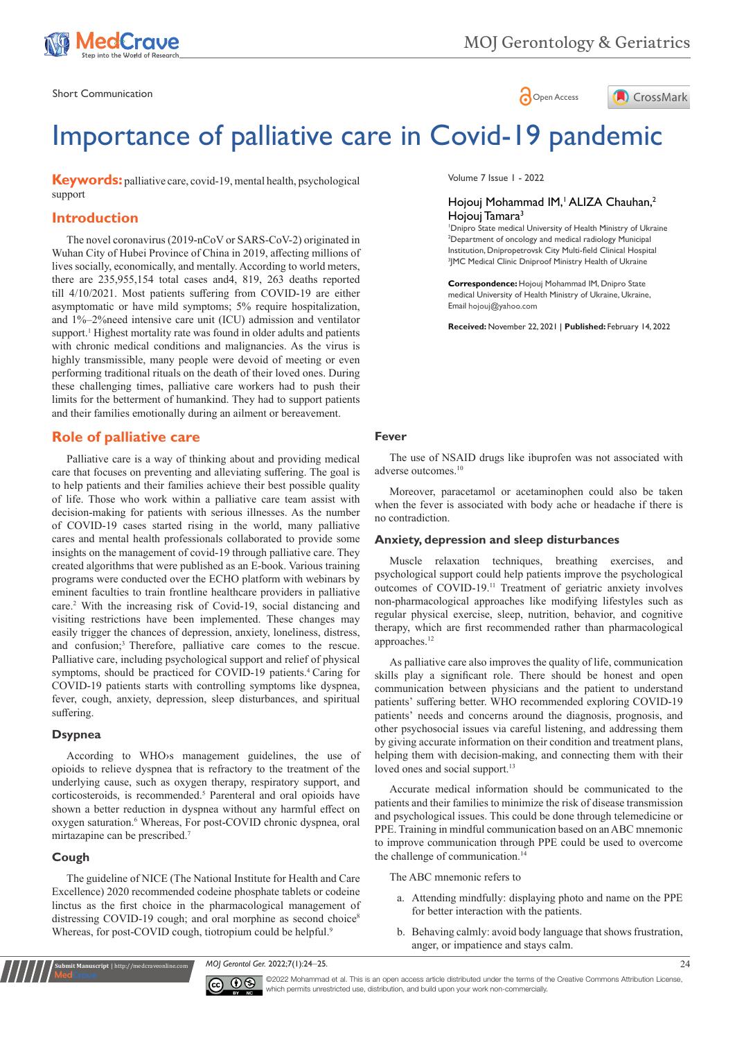Short Communication

# Importance of palliative care in Covid-19 pandemic

Volume 7 Issue 1 - 2022

Hojouj Mohammad IM,[1] ALIZA Chauhan,[2] Hojouj Tamara[3]

[1]Dnipro State medical University of Health Ministry of Ukraine
[2]Department of oncology and medical radiology Municipal Institution, Dnipropetrovsk City Multi-field Clinical Hospital
[3]JMC Medical Clinic Dniproof Ministry Health of Ukraine

**Correspondence:** Hojouj Mohammad IM, Dnipro State medical University of Health Ministry of Ukraine, Ukraine, Email hojouj@yahoo.com

**Received:** November 22, 2021 | **Published:** February 14, 2022

**Keywords:** palliative care, covid-19, mental health, psychological support

## Introduction

The novel coronavirus (2019-nCoV or SARS-CoV-2) originated in Wuhan City of Hubei Province of China in 2019, affecting millions of lives socially, economically, and mentally. According to world meters, there are 235,955,154 total cases and4, 819, 263 deaths reported till 4/10/2021. Most patients suffering from COVID-19 are either asymptomatic or have mild symptoms; 5% require hospitalization, and 1%–2%need intensive care unit (ICU) admission and ventilator support.[1] Highest mortality rate was found in older adults and patients with chronic medical conditions and malignancies. As the virus is highly transmissible, many people were devoid of meeting or even performing traditional rituals on the death of their loved ones. During these challenging times, palliative care workers had to push their limits for the betterment of humankind. They had to support patients and their families emotionally during an ailment or bereavement.

## Role of palliative care

Palliative care is a way of thinking about and providing medical care that focuses on preventing and alleviating suffering. The goal is to help patients and their families achieve their best possible quality of life. Those who work within a palliative care team assist with decision-making for patients with serious illnesses. As the number of COVID-19 cases started rising in the world, many palliative cares and mental health professionals collaborated to provide some insights on the management of covid-19 through palliative care. They created algorithms that were published as an E-book. Various training programs were conducted over the ECHO platform with webinars by eminent faculties to train frontline healthcare providers in palliative care.[2] With the increasing risk of Covid-19, social distancing and visiting restrictions have been implemented. These changes may easily trigger the chances of depression, anxiety, loneliness, distress, and confusion;[3] Therefore, palliative care comes to the rescue. Palliative care, including psychological support and relief of physical symptoms, should be practiced for COVID-19 patients.[4] Caring for COVID-19 patients starts with controlling symptoms like dyspnea, fever, cough, anxiety, depression, sleep disturbances, and spiritual suffering.

### Dsypnea

According to WHO›s management guidelines, the use of opioids to relieve dyspnea that is refractory to the treatment of the underlying cause, such as oxygen therapy, respiratory support, and corticosteroids, is recommended.[5] Parenteral and oral opioids have shown a better reduction in dyspnea without any harmful effect on oxygen saturation.[6] Whereas, For post-COVID chronic dyspnea, oral mirtazapine can be prescribed.[7]

### Cough

The guideline of NICE (The National Institute for Health and Care Excellence) 2020 recommended codeine phosphate tablets or codeine linctus as the first choice in the pharmacological management of distressing COVID-19 cough; and oral morphine as second choice[8] Whereas, for post-COVID cough, tiotropium could be helpful.[9]

### Fever

The use of NSAID drugs like ibuprofen was not associated with adverse outcomes.[10]

Moreover, paracetamol or acetaminophen could also be taken when the fever is associated with body ache or headache if there is no contradiction.

### Anxiety, depression and sleep disturbances

Muscle relaxation techniques, breathing exercises, and psychological support could help patients improve the psychological outcomes of COVID-19.[11] Treatment of geriatric anxiety involves non-pharmacological approaches like modifying lifestyles such as regular physical exercise, sleep, nutrition, behavior, and cognitive therapy, which are first recommended rather than pharmacological approaches.[12]

As palliative care also improves the quality of life, communication skills play a significant role. There should be honest and open communication between physicians and the patient to understand patients' suffering better. WHO recommended exploring COVID-19 patients' needs and concerns around the diagnosis, prognosis, and other psychosocial issues via careful listening, and addressing them by giving accurate information on their condition and treatment plans, helping them with decision-making, and connecting them with their loved ones and social support.[13]

Accurate medical information should be communicated to the patients and their families to minimize the risk of disease transmission and psychological issues. This could be done through telemedicine or PPE. Training in mindful communication based on an ABC mnemonic to improve communication through PPE could be used to overcome the challenge of communication.[14]

The ABC mnemonic refers to

a. Attending mindfully: displaying photo and name on the PPE for better interaction with the patients.

b. Behaving calmly: avoid body language that shows frustration, anger, or impatience and stays calm.

©2022 Mohammad et al. This is an open access article distributed under the terms of the Creative Commons Attribution License, which permits unrestricted use, distribution, and build upon your work non-commercially.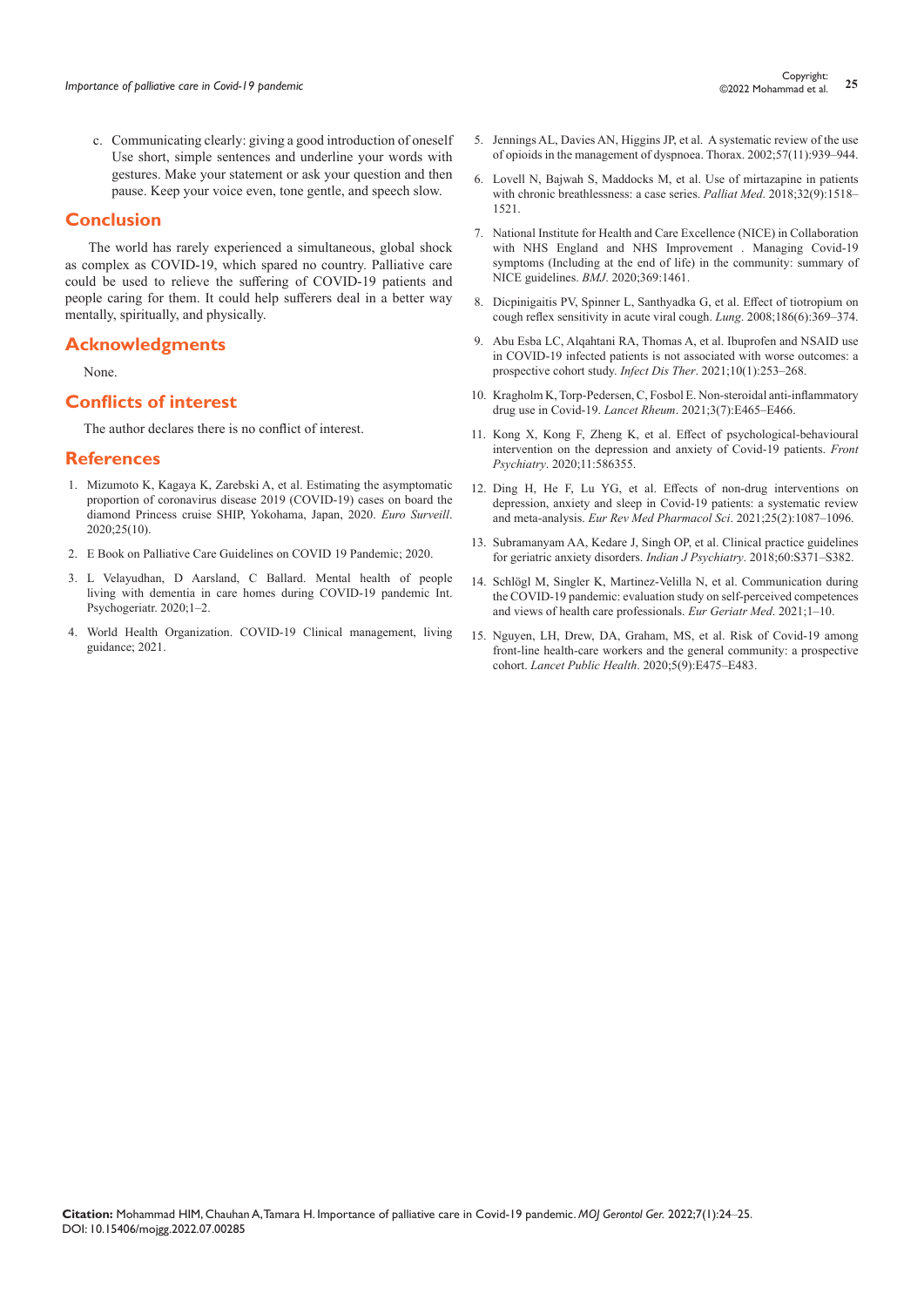c. Communicating clearly: giving a good introduction of oneself Use short, simple sentences and underline your words with gestures. Make your statement or ask your question and then pause. Keep your voice even, tone gentle, and speech slow.

## Conclusion

The world has rarely experienced a simultaneous, global shock as complex as COVID-19, which spared no country. Palliative care could be used to relieve the suffering of COVID-19 patients and people caring for them. It could help sufferers deal in a better way mentally, spiritually, and physically.

## Acknowledgments

None.

## Conflicts of interest

The author declares there is no conflict of interest.

## References

1. Mizumoto K, Kagaya K, Zarebski A, et al. Estimating the asymptomatic proportion of coronavirus disease 2019 (COVID-19) cases on board the diamond Princess cruise SHIP, Yokohama, Japan, 2020. *Euro Surveill*. 2020;25(10).
2. E Book on Palliative Care Guidelines on COVID 19 Pandemic; 2020.
3. L Velayudhan, D Aarsland, C Ballard. Mental health of people living with dementia in care homes during COVID-19 pandemic Int. Psychogeriatr. 2020;1–2.
4. World Health Organization. COVID-19 Clinical management, living guidance; 2021.
5. Jennings AL, Davies AN, Higgins JP, et al. A systematic review of the use of opioids in the management of dyspnoea. Thorax. 2002;57(11):939–944.
6. Lovell N, Bajwah S, Maddocks M, et al. Use of mirtazapine in patients with chronic breathlessness: a case series. *Palliat Med*. 2018;32(9):1518–1521.
7. National Institute for Health and Care Excellence (NICE) in Collaboration with NHS England and NHS Improvement . Managing Covid-19 symptoms (Including at the end of life) in the community: summary of NICE guidelines. *BMJ*. 2020;369:1461.
8. Dicpinigaitis PV, Spinner L, Santhyadka G, et al. Effect of tiotropium on cough reflex sensitivity in acute viral cough. *Lung*. 2008;186(6):369–374.
9. Abu Esba LC, Alqahtani RA, Thomas A, et al. Ibuprofen and NSAID use in COVID-19 infected patients is not associated with worse outcomes: a prospective cohort study. *Infect Dis Ther*. 2021;10(1):253–268.
10. Kragholm K, Torp-Pedersen, C, Fosbol E. Non-steroidal anti-inflammatory drug use in Covid-19. *Lancet Rheum*. 2021;3(7):E465–E466.
11. Kong X, Kong F, Zheng K, et al. Effect of psychological-behavioural intervention on the depression and anxiety of Covid-19 patients. *Front Psychiatry*. 2020;11:586355.
12. Ding H, He F, Lu YG, et al. Effects of non-drug interventions on depression, anxiety and sleep in Covid-19 patients: a systematic review and meta-analysis. *Eur Rev Med Pharmacol Sci*. 2021;25(2):1087–1096.
13. Subramanyam AA, Kedare J, Singh OP, et al. Clinical practice guidelines for geriatric anxiety disorders. *Indian J Psychiatry*. 2018;60:S371–S382.
14. Schlögl M, Singler K, Martinez-Velilla N, et al. Communication during the COVID-19 pandemic: evaluation study on self-perceived competences and views of health care professionals. *Eur Geriatr Med*. 2021;1–10.
15. Nguyen, LH, Drew, DA, Graham, MS, et al. Risk of Covid-19 among front-line health-care workers and the general community: a prospective cohort. *Lancet Public Health*. 2020;5(9):E475–E483.